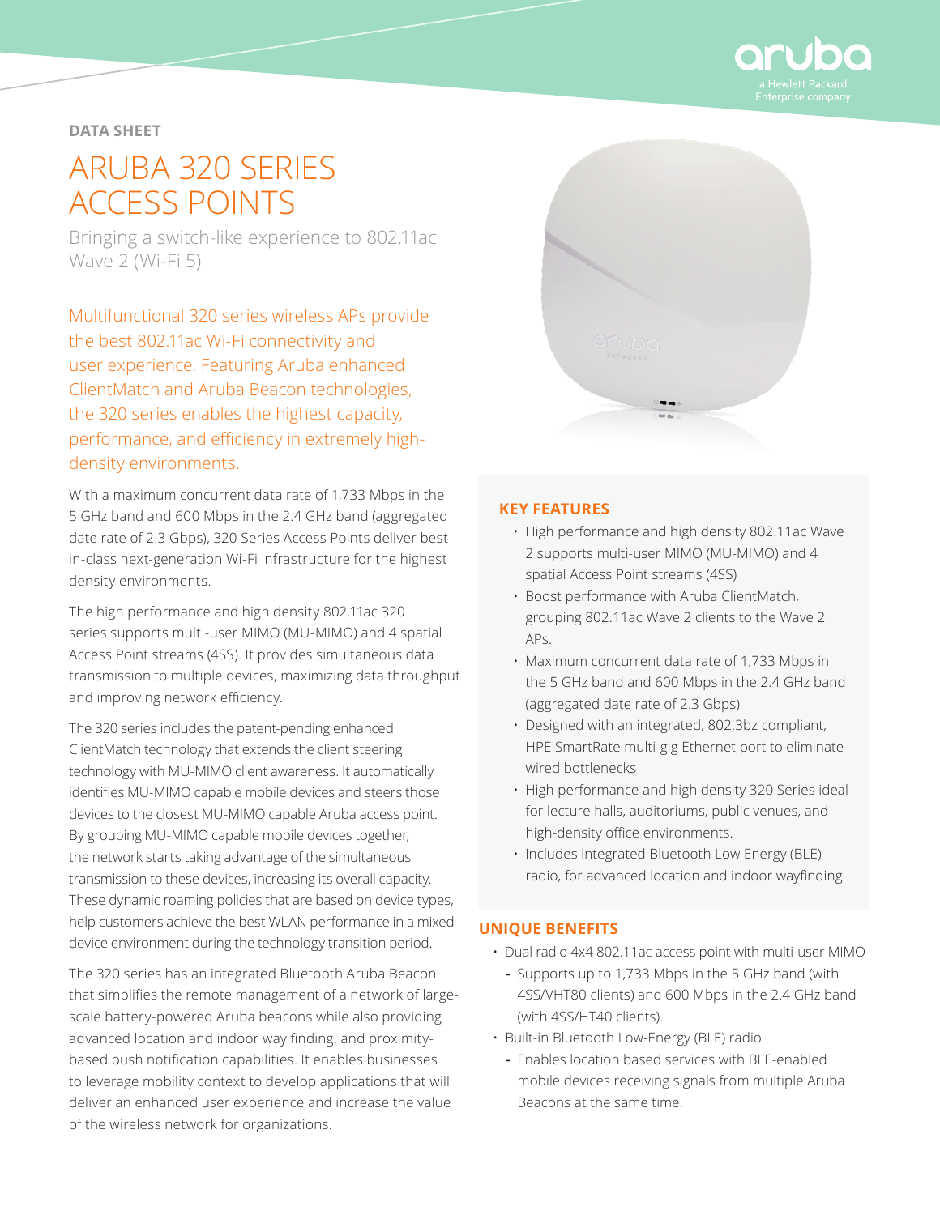DATA SHEET

# ARUBA 320 SERIES ACCESS POINTS

Bringing a switch-like experience to 802.11ac Wave 2 (Wi-Fi 5)

Multifunctional 320 series wireless APs provide the best 802.11ac Wi-Fi connectivity and user experience. Featuring Aruba enhanced ClientMatch and Aruba Beacon technologies, the 320 series enables the highest capacity, performance, and efficiency in extremely high-density environments.

With a maximum concurrent data rate of 1,733 Mbps in the 5 GHz band and 600 Mbps in the 2.4 GHz band (aggregated date rate of 2.3 Gbps), 320 Series Access Points deliver best-in-class next-generation Wi-Fi infrastructure for the highest density environments.

The high performance and high density 802.11ac 320 series supports multi-user MIMO (MU-MIMO) and 4 spatial Access Point streams (4SS). It provides simultaneous data transmission to multiple devices, maximizing data throughput and improving network efficiency.

The 320 series includes the patent-pending enhanced ClientMatch technology that extends the client steering technology with MU-MIMO client awareness. It automatically identifies MU-MIMO capable mobile devices and steers those devices to the closest MU-MIMO capable Aruba access point. By grouping MU-MIMO capable mobile devices together, the network starts taking advantage of the simultaneous transmission to these devices, increasing its overall capacity. These dynamic roaming policies that are based on device types, help customers achieve the best WLAN performance in a mixed device environment during the technology transition period.

The 320 series has an integrated Bluetooth Aruba Beacon that simplifies the remote management of a network of large-scale battery-powered Aruba beacons while also providing advanced location and indoor way finding, and proximity-based push notification capabilities. It enables businesses to leverage mobility context to develop applications that will deliver an enhanced user experience and increase the value of the wireless network for organizations.

## KEY FEATURES

- High performance and high density 802.11ac Wave 2 supports multi-user MIMO (MU-MIMO) and 4 spatial Access Point streams (4SS)
- Boost performance with Aruba ClientMatch, grouping 802.11ac Wave 2 clients to the Wave 2 APs.
- Maximum concurrent data rate of 1,733 Mbps in the 5 GHz band and 600 Mbps in the 2.4 GHz band (aggregated date rate of 2.3 Gbps)
- Designed with an integrated, 802.3bz compliant, HPE SmartRate multi-gig Ethernet port to eliminate wired bottlenecks
- High performance and high density 320 Series ideal for lecture halls, auditoriums, public venues, and high-density office environments.
- Includes integrated Bluetooth Low Energy (BLE) radio, for advanced location and indoor wayfinding

## UNIQUE BENEFITS

- Dual radio 4x4 802.11ac access point with multi-user MIMO
  - Supports up to 1,733 Mbps in the 5 GHz band (with 4SS/VHT80 clients) and 600 Mbps in the 2.4 GHz band (with 4SS/HT40 clients).
- Built-in Bluetooth Low-Energy (BLE) radio
  - Enables location based services with BLE-enabled mobile devices receiving signals from multiple Aruba Beacons at the same time.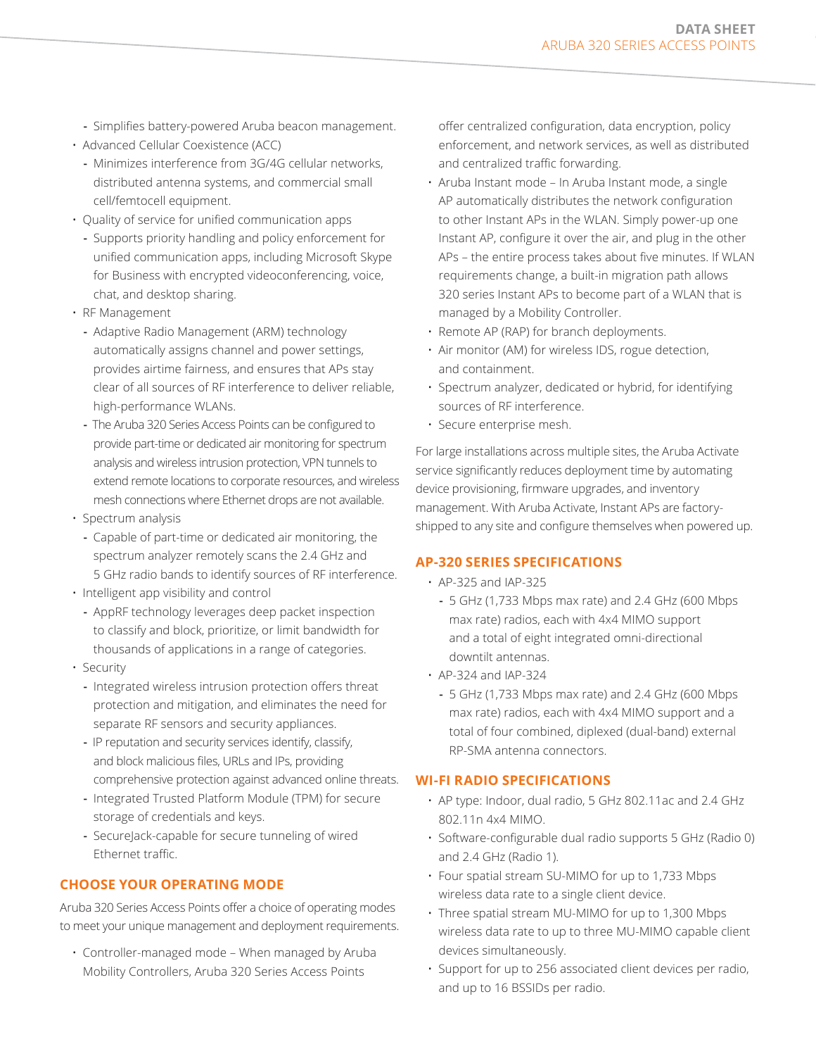- Simplifies battery-powered Aruba beacon management.

- Advanced Cellular Coexistence (ACC)
  - Minimizes interference from 3G/4G cellular networks, distributed antenna systems, and commercial small cell/femtocell equipment.
- Quality of service for unified communication apps
  - Supports priority handling and policy enforcement for unified communication apps, including Microsoft Skype for Business with encrypted videoconferencing, voice, chat, and desktop sharing.
- RF Management
  - Adaptive Radio Management (ARM) technology automatically assigns channel and power settings, provides airtime fairness, and ensures that APs stay clear of all sources of RF interference to deliver reliable, high-performance WLANs.
  - The Aruba 320 Series Access Points can be configured to provide part-time or dedicated air monitoring for spectrum analysis and wireless intrusion protection, VPN tunnels to extend remote locations to corporate resources, and wireless mesh connections where Ethernet drops are not available.
- Spectrum analysis
  - Capable of part-time or dedicated air monitoring, the spectrum analyzer remotely scans the 2.4 GHz and 5 GHz radio bands to identify sources of RF interference.
- Intelligent app visibility and control
  - AppRF technology leverages deep packet inspection to classify and block, prioritize, or limit bandwidth for thousands of applications in a range of categories.
- Security
  - Integrated wireless intrusion protection offers threat protection and mitigation, and eliminates the need for separate RF sensors and security appliances.
  - IP reputation and security services identify, classify, and block malicious files, URLs and IPs, providing comprehensive protection against advanced online threats.
  - Integrated Trusted Platform Module (TPM) for secure storage of credentials and keys.
  - SecureJack-capable for secure tunneling of wired Ethernet traffic.

## CHOOSE YOUR OPERATING MODE

Aruba 320 Series Access Points offer a choice of operating modes to meet your unique management and deployment requirements.

- Controller-managed mode – When managed by Aruba Mobility Controllers, Aruba 320 Series Access Points offer centralized configuration, data encryption, policy enforcement, and network services, as well as distributed and centralized traffic forwarding.
- Aruba Instant mode – In Aruba Instant mode, a single AP automatically distributes the network configuration to other Instant APs in the WLAN. Simply power-up one Instant AP, configure it over the air, and plug in the other APs – the entire process takes about five minutes. If WLAN requirements change, a built-in migration path allows 320 series Instant APs to become part of a WLAN that is managed by a Mobility Controller.
- Remote AP (RAP) for branch deployments.
- Air monitor (AM) for wireless IDS, rogue detection, and containment.
- Spectrum analyzer, dedicated or hybrid, for identifying sources of RF interference.
- Secure enterprise mesh.

For large installations across multiple sites, the Aruba Activate service significantly reduces deployment time by automating device provisioning, firmware upgrades, and inventory management. With Aruba Activate, Instant APs are factory-shipped to any site and configure themselves when powered up.

## AP-320 SERIES SPECIFICATIONS

- AP-325 and IAP-325
  - 5 GHz (1,733 Mbps max rate) and 2.4 GHz (600 Mbps max rate) radios, each with 4x4 MIMO support and a total of eight integrated omni-directional downtilt antennas.
- AP-324 and IAP-324
  - 5 GHz (1,733 Mbps max rate) and 2.4 GHz (600 Mbps max rate) radios, each with 4x4 MIMO support and a total of four combined, diplexed (dual-band) external RP-SMA antenna connectors.

## WI-FI RADIO SPECIFICATIONS

- AP type: Indoor, dual radio, 5 GHz 802.11ac and 2.4 GHz 802.11n 4x4 MIMO.
- Software-configurable dual radio supports 5 GHz (Radio 0) and 2.4 GHz (Radio 1).
- Four spatial stream SU-MIMO for up to 1,733 Mbps wireless data rate to a single client device.
- Three spatial stream MU-MIMO for up to 1,300 Mbps wireless data rate to up to three MU-MIMO capable client devices simultaneously.
- Support for up to 256 associated client devices per radio, and up to 16 BSSIDs per radio.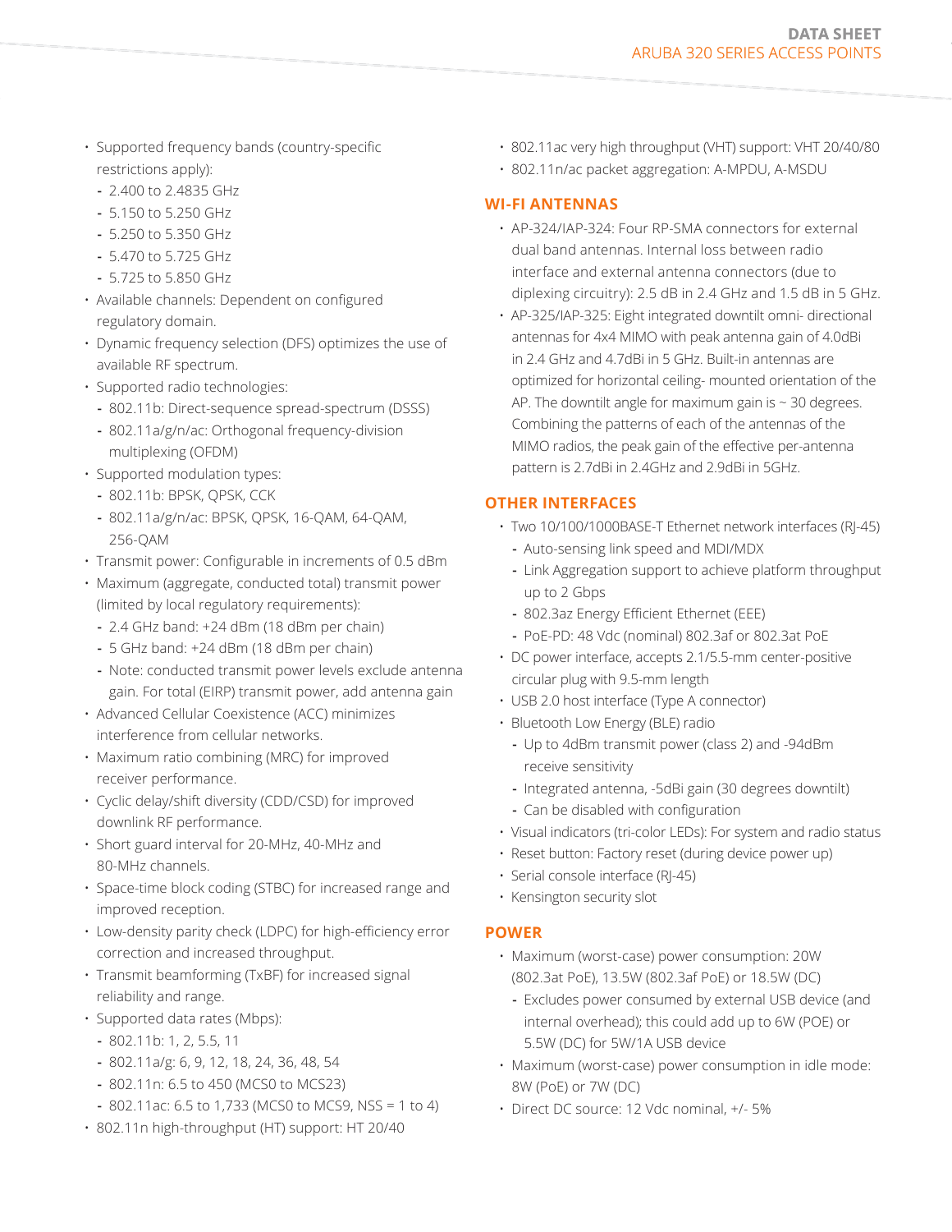- Supported frequency bands (country-specific restrictions apply):
  - 2.400 to 2.4835 GHz
  - 5.150 to 5.250 GHz
  - 5.250 to 5.350 GHz
  - 5.470 to 5.725 GHz
  - 5.725 to 5.850 GHz
- Available channels: Dependent on configured regulatory domain.
- Dynamic frequency selection (DFS) optimizes the use of available RF spectrum.
- Supported radio technologies:
  - 802.11b: Direct-sequence spread-spectrum (DSSS)
  - 802.11a/g/n/ac: Orthogonal frequency-division multiplexing (OFDM)
- Supported modulation types:
  - 802.11b: BPSK, QPSK, CCK
  - 802.11a/g/n/ac: BPSK, QPSK, 16-QAM, 64-QAM, 256-QAM
- Transmit power: Configurable in increments of 0.5 dBm
- Maximum (aggregate, conducted total) transmit power (limited by local regulatory requirements):
  - 2.4 GHz band: +24 dBm (18 dBm per chain)
  - 5 GHz band: +24 dBm (18 dBm per chain)
  - Note: conducted transmit power levels exclude antenna gain. For total (EIRP) transmit power, add antenna gain
- Advanced Cellular Coexistence (ACC) minimizes interference from cellular networks.
- Maximum ratio combining (MRC) for improved receiver performance.
- Cyclic delay/shift diversity (CDD/CSD) for improved downlink RF performance.
- Short guard interval for 20-MHz, 40-MHz and 80-MHz channels.
- Space-time block coding (STBC) for increased range and improved reception.
- Low-density parity check (LDPC) for high-efficiency error correction and increased throughput.
- Transmit beamforming (TxBF) for increased signal reliability and range.
- Supported data rates (Mbps):
  - 802.11b: 1, 2, 5.5, 11
  - 802.11a/g: 6, 9, 12, 18, 24, 36, 48, 54
  - 802.11n: 6.5 to 450 (MCS0 to MCS23)
  - 802.11ac: 6.5 to 1,733 (MCS0 to MCS9, NSS = 1 to 4)
- 802.11n high-throughput (HT) support: HT 20/40
- 802.11ac very high throughput (VHT) support: VHT 20/40/80
- 802.11n/ac packet aggregation: A-MPDU, A-MSDU

## WI-FI ANTENNAS

- AP-324/IAP-324: Four RP-SMA connectors for external dual band antennas. Internal loss between radio interface and external antenna connectors (due to diplexing circuitry): 2.5 dB in 2.4 GHz and 1.5 dB in 5 GHz.
- AP-325/IAP-325: Eight integrated downtilt omni- directional antennas for 4x4 MIMO with peak antenna gain of 4.0dBi in 2.4 GHz and 4.7dBi in 5 GHz. Built-in antennas are optimized for horizontal ceiling- mounted orientation of the AP. The downtilt angle for maximum gain is ~ 30 degrees. Combining the patterns of each of the antennas of the MIMO radios, the peak gain of the effective per-antenna pattern is 2.7dBi in 2.4GHz and 2.9dBi in 5GHz.

## OTHER INTERFACES

- Two 10/100/1000BASE-T Ethernet network interfaces (RJ-45)
  - Auto-sensing link speed and MDI/MDX
  - Link Aggregation support to achieve platform throughput up to 2 Gbps
  - 802.3az Energy Efficient Ethernet (EEE)
  - PoE-PD: 48 Vdc (nominal) 802.3af or 802.3at PoE
- DC power interface, accepts 2.1/5.5-mm center-positive circular plug with 9.5-mm length
- USB 2.0 host interface (Type A connector)
- Bluetooth Low Energy (BLE) radio
  - Up to 4dBm transmit power (class 2) and -94dBm receive sensitivity
  - Integrated antenna, -5dBi gain (30 degrees downtilt)
  - Can be disabled with configuration
- Visual indicators (tri-color LEDs): For system and radio status
- Reset button: Factory reset (during device power up)
- Serial console interface (RJ-45)
- Kensington security slot

## POWER

- Maximum (worst-case) power consumption: 20W (802.3at PoE), 13.5W (802.3af PoE) or 18.5W (DC)
  - Excludes power consumed by external USB device (and internal overhead); this could add up to 6W (POE) or 5.5W (DC) for 5W/1A USB device
- Maximum (worst-case) power consumption in idle mode: 8W (PoE) or 7W (DC)
- Direct DC source: 12 Vdc nominal, +/- 5%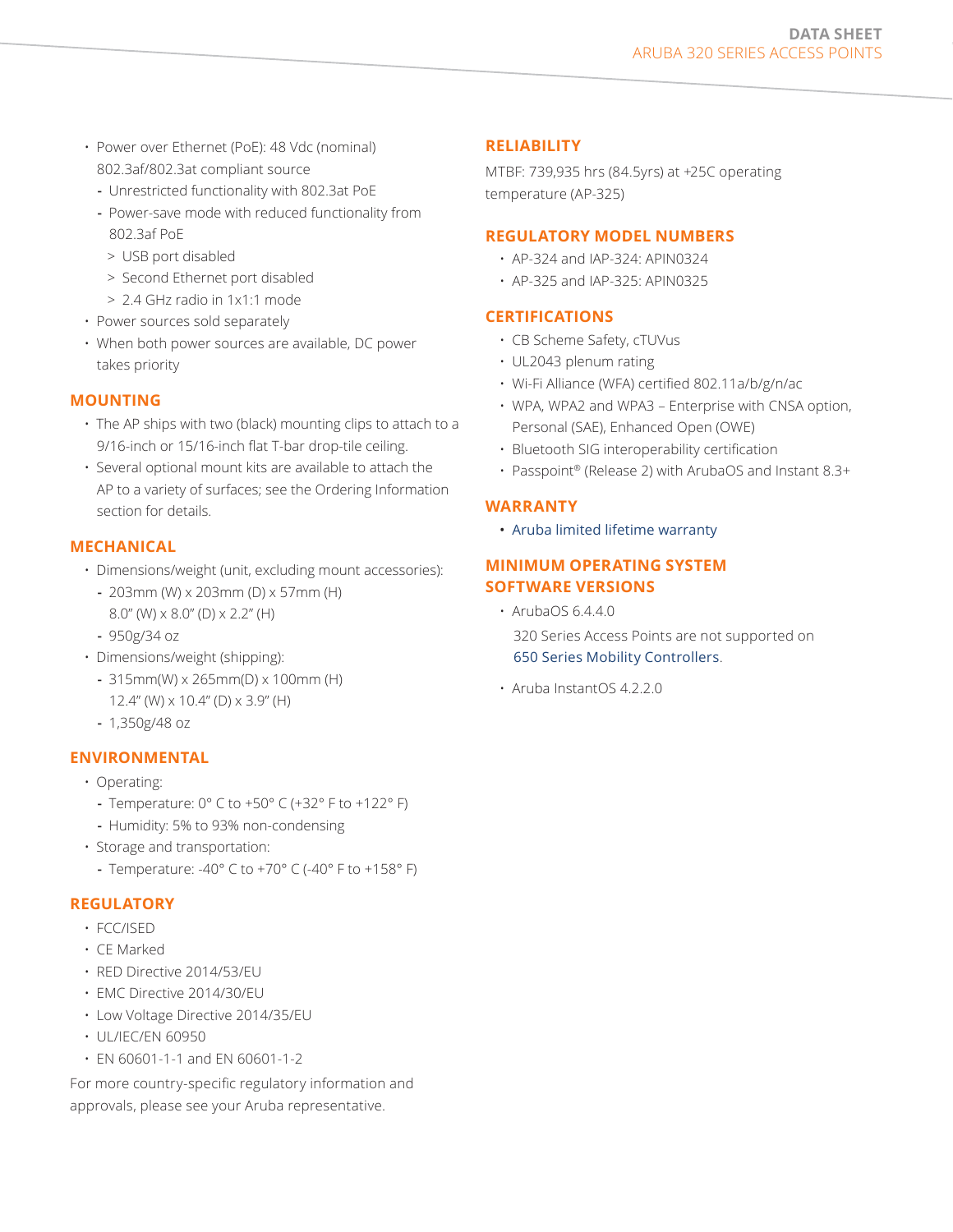- Power over Ethernet (PoE): 48 Vdc (nominal) 802.3af/802.3at compliant source
  - Unrestricted functionality with 802.3at PoE
  - Power-save mode with reduced functionality from 802.3af PoE
    - > USB port disabled
    - > Second Ethernet port disabled
    - > 2.4 GHz radio in 1x1:1 mode
- Power sources sold separately
- When both power sources are available, DC power takes priority

## MOUNTING

- The AP ships with two (black) mounting clips to attach to a 9/16-inch or 15/16-inch flat T-bar drop-tile ceiling.
- Several optional mount kits are available to attach the AP to a variety of surfaces; see the Ordering Information section for details.

## MECHANICAL

- Dimensions/weight (unit, excluding mount accessories):
  - 203mm (W) x 203mm (D) x 57mm (H) 8.0" (W) x 8.0" (D) x 2.2" (H)
  - 950g/34 oz
- Dimensions/weight (shipping):
  - 315mm(W) x 265mm(D) x 100mm (H) 12.4" (W) x 10.4" (D) x 3.9" (H)
  - 1,350g/48 oz

## ENVIRONMENTAL

- Operating:
  - Temperature: 0° C to +50° C (+32° F to +122° F)
  - Humidity: 5% to 93% non-condensing
- Storage and transportation:
  - Temperature: -40° C to +70° C (-40° F to +158° F)

## REGULATORY

- FCC/ISED
- CE Marked
- RED Directive 2014/53/EU
- EMC Directive 2014/30/EU
- Low Voltage Directive 2014/35/EU
- UL/IEC/EN 60950
- EN 60601-1-1 and EN 60601-1-2

For more country-specific regulatory information and approvals, please see your Aruba representative.

## RELIABILITY

MTBF: 739,935 hrs (84.5yrs) at +25C operating temperature (AP-325)

## REGULATORY MODEL NUMBERS

- AP-324 and IAP-324: APIN0324
- AP-325 and IAP-325: APIN0325

## CERTIFICATIONS

- CB Scheme Safety, cTUVus
- UL2043 plenum rating
- Wi-Fi Alliance (WFA) certified 802.11a/b/g/n/ac
- WPA, WPA2 and WPA3 – Enterprise with CNSA option, Personal (SAE), Enhanced Open (OWE)
- Bluetooth SIG interoperability certification
- Passpoint® (Release 2) with ArubaOS and Instant 8.3+

## WARRANTY

- Aruba limited lifetime warranty

## MINIMUM OPERATING SYSTEM SOFTWARE VERSIONS

- ArubaOS 6.4.4.0

  320 Series Access Points are not supported on 650 Series Mobility Controllers.
- Aruba InstantOS 4.2.2.0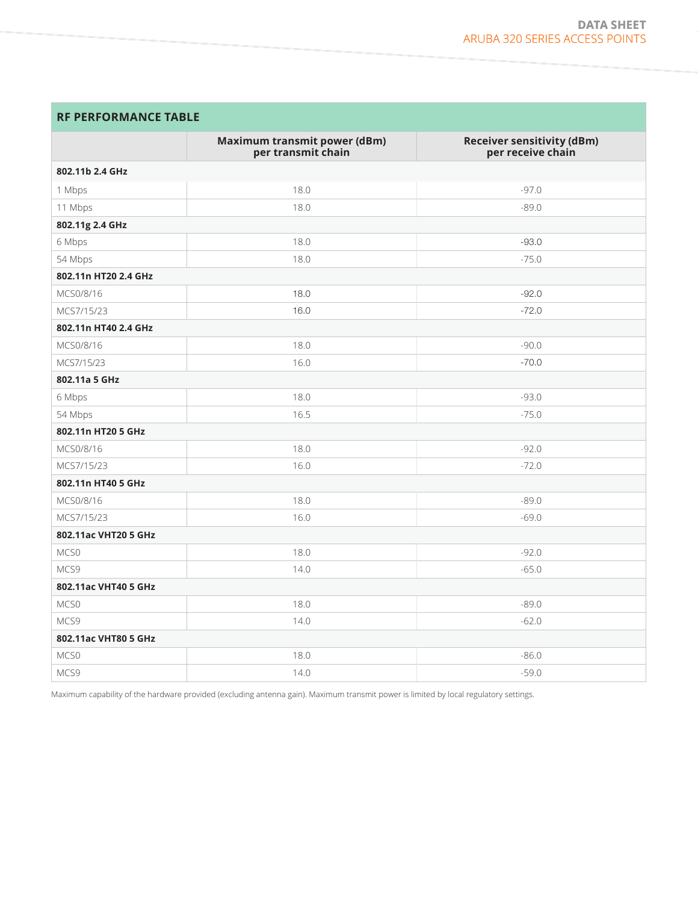## RF PERFORMANCE TABLE

| | Maximum transmit power (dBm) per transmit chain | Receiver sensitivity (dBm) per receive chain |
|---|---|---|
| **802.11b 2.4 GHz** | | |
| 1 Mbps | 18.0 | -97.0 |
| 11 Mbps | 18.0 | -89.0 |
| **802.11g 2.4 GHz** | | |
| 6 Mbps | 18.0 | -93.0 |
| 54 Mbps | 18.0 | -75.0 |
| **802.11n HT20 2.4 GHz** | | |
| MCS0/8/16 | 18.0 | -92.0 |
| MCS7/15/23 | 16.0 | -72.0 |
| **802.11n HT40 2.4 GHz** | | |
| MCS0/8/16 | 18.0 | -90.0 |
| MCS7/15/23 | 16.0 | -70.0 |
| **802.11a 5 GHz** | | |
| 6 Mbps | 18.0 | -93.0 |
| 54 Mbps | 16.5 | -75.0 |
| **802.11n HT20 5 GHz** | | |
| MCS0/8/16 | 18.0 | -92.0 |
| MCS7/15/23 | 16.0 | -72.0 |
| **802.11n HT40 5 GHz** | | |
| MCS0/8/16 | 18.0 | -89.0 |
| MCS7/15/23 | 16.0 | -69.0 |
| **802.11ac VHT20 5 GHz** | | |
| MCS0 | 18.0 | -92.0 |
| MCS9 | 14.0 | -65.0 |
| **802.11ac VHT40 5 GHz** | | |
| MCS0 | 18.0 | -89.0 |
| MCS9 | 14.0 | -62.0 |
| **802.11ac VHT80 5 GHz** | | |
| MCS0 | 18.0 | -86.0 |
| MCS9 | 14.0 | -59.0 |

Maximum capability of the hardware provided (excluding antenna gain). Maximum transmit power is limited by local regulatory settings.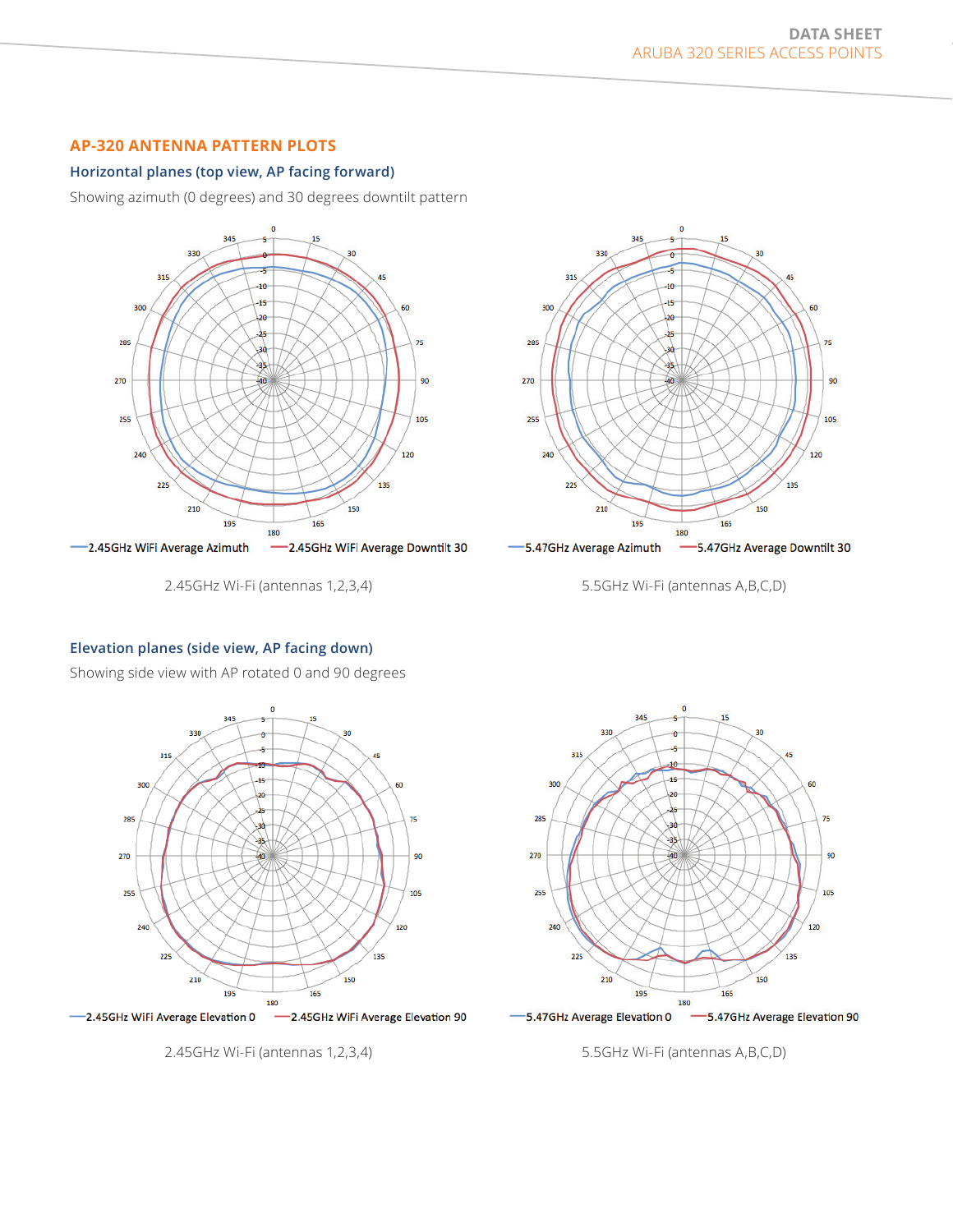## AP-320 ANTENNA PATTERN PLOTS

### Horizontal planes (top view, AP facing forward)

Showing azimuth (0 degrees) and 30 degrees downtilt pattern

2.45GHz WiFi Average Azimuth — 2.45GHz WiFi Average Downtilt 30

2.45GHz Wi-Fi (antennas 1,2,3,4)

5.47GHz Average Azimuth — 5.47GHz Average Downtilt 30

5.5GHz Wi-Fi (antennas A,B,C,D)

### Elevation planes (side view, AP facing down)

Showing side view with AP rotated 0 and 90 degrees

2.45GHz WiFi Average Elevation 0 — 2.45GHz WiFi Average Elevation 90

2.45GHz Wi-Fi (antennas 1,2,3,4)

5.47GHz Average Elevation 0 — 5.47GHz Average Elevation 90

5.5GHz Wi-Fi (antennas A,B,C,D)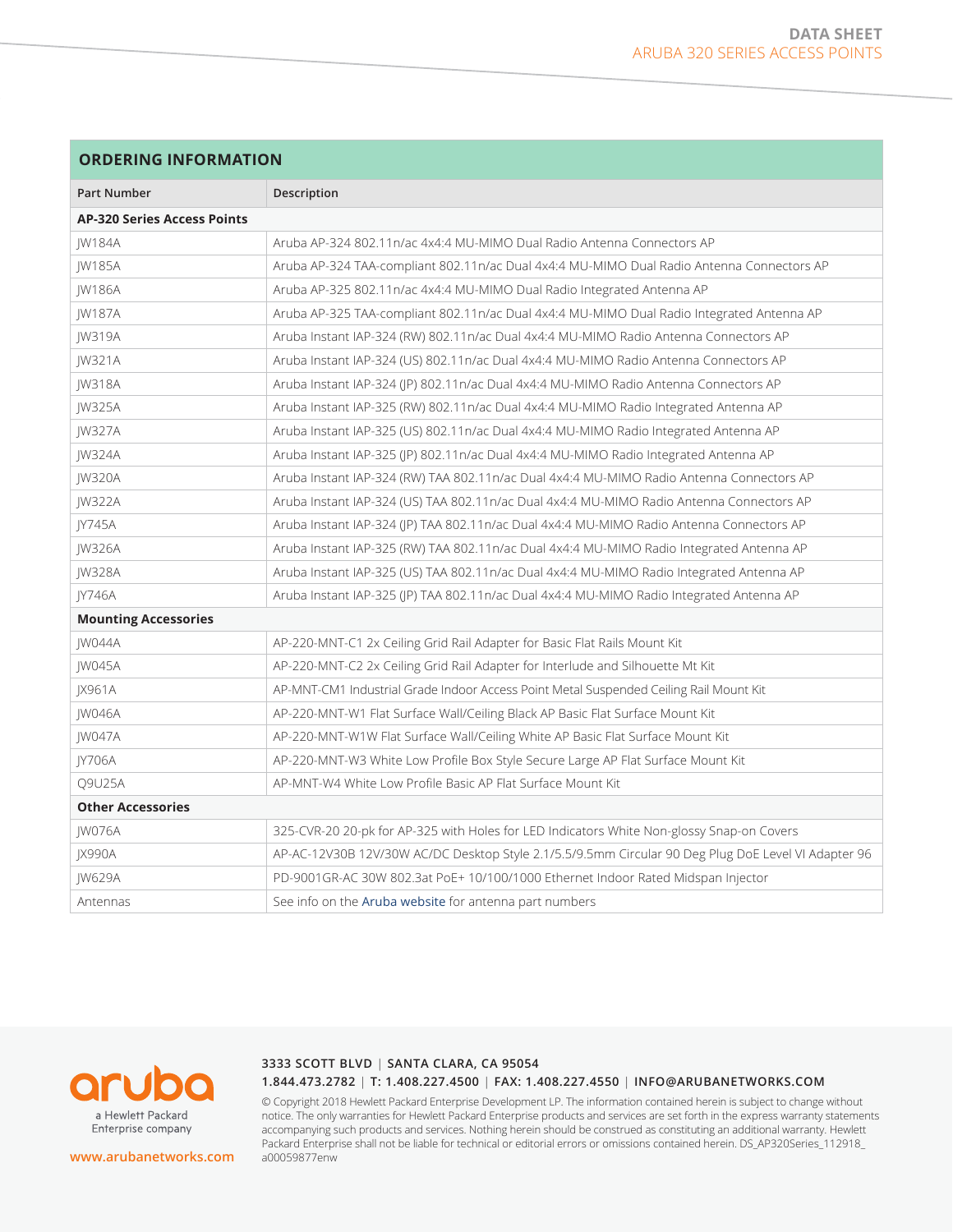## ORDERING INFORMATION

| Part Number | Description |
|---|---|
| **AP-320 Series Access Points** | |
| JW184A | Aruba AP-324 802.11n/ac 4x4:4 MU-MIMO Dual Radio Antenna Connectors AP |
| JW185A | Aruba AP-324 TAA-compliant 802.11n/ac Dual 4x4:4 MU-MIMO Dual Radio Antenna Connectors AP |
| JW186A | Aruba AP-325 802.11n/ac 4x4:4 MU-MIMO Dual Radio Integrated Antenna AP |
| JW187A | Aruba AP-325 TAA-compliant 802.11n/ac Dual 4x4:4 MU-MIMO Dual Radio Integrated Antenna AP |
| JW319A | Aruba Instant IAP-324 (RW) 802.11n/ac Dual 4x4:4 MU-MIMO Radio Antenna Connectors AP |
| JW321A | Aruba Instant IAP-324 (US) 802.11n/ac Dual 4x4:4 MU-MIMO Radio Antenna Connectors AP |
| JW318A | Aruba Instant IAP-324 (JP) 802.11n/ac Dual 4x4:4 MU-MIMO Radio Antenna Connectors AP |
| JW325A | Aruba Instant IAP-325 (RW) 802.11n/ac Dual 4x4:4 MU-MIMO Radio Integrated Antenna AP |
| JW327A | Aruba Instant IAP-325 (US) 802.11n/ac Dual 4x4:4 MU-MIMO Radio Integrated Antenna AP |
| JW324A | Aruba Instant IAP-325 (JP) 802.11n/ac Dual 4x4:4 MU-MIMO Radio Integrated Antenna AP |
| JW320A | Aruba Instant IAP-324 (RW) TAA 802.11n/ac Dual 4x4:4 MU-MIMO Radio Antenna Connectors AP |
| JW322A | Aruba Instant IAP-324 (US) TAA 802.11n/ac Dual 4x4:4 MU-MIMO Radio Antenna Connectors AP |
| JY745A | Aruba Instant IAP-324 (JP) TAA 802.11n/ac Dual 4x4:4 MU-MIMO Radio Antenna Connectors AP |
| JW326A | Aruba Instant IAP-325 (RW) TAA 802.11n/ac Dual 4x4:4 MU-MIMO Radio Integrated Antenna AP |
| JW328A | Aruba Instant IAP-325 (US) TAA 802.11n/ac Dual 4x4:4 MU-MIMO Radio Integrated Antenna AP |
| JY746A | Aruba Instant IAP-325 (JP) TAA 802.11n/ac Dual 4x4:4 MU-MIMO Radio Integrated Antenna AP |
| **Mounting Accessories** | |
| JW044A | AP-220-MNT-C1 2x Ceiling Grid Rail Adapter for Basic Flat Rails Mount Kit |
| JW045A | AP-220-MNT-C2 2x Ceiling Grid Rail Adapter for Interlude and Silhouette Mt Kit |
| JX961A | AP-MNT-CM1 Industrial Grade Indoor Access Point Metal Suspended Ceiling Rail Mount Kit |
| JW046A | AP-220-MNT-W1 Flat Surface Wall/Ceiling Black AP Basic Flat Surface Mount Kit |
| JW047A | AP-220-MNT-W1W Flat Surface Wall/Ceiling White AP Basic Flat Surface Mount Kit |
| JY706A | AP-220-MNT-W3 White Low Profile Box Style Secure Large AP Flat Surface Mount Kit |
| Q9U25A | AP-MNT-W4 White Low Profile Basic AP Flat Surface Mount Kit |
| **Other Accessories** | |
| JW076A | 325-CVR-20 20-pk for AP-325 with Holes for LED Indicators White Non-glossy Snap-on Covers |
| JX990A | AP-AC-12V30B 12V/30W AC/DC Desktop Style 2.1/5.5/9.5mm Circular 90 Deg Plug DoE Level VI Adapter 96 |
| JW629A | PD-9001GR-AC 30W 802.3at PoE+ 10/100/1000 Ethernet Indoor Rated Midspan Injector |
| Antennas | See info on the Aruba website for antenna part numbers |

aruba
a Hewlett Packard Enterprise company

www.arubanetworks.com

**3333 SCOTT BLVD | SANTA CLARA, CA 95054**
**1.844.473.2782 | T: 1.408.227.4500 | FAX: 1.408.227.4550 | INFO@ARUBANETWORKS.COM**

© Copyright 2018 Hewlett Packard Enterprise Development LP. The information contained herein is subject to change without notice. The only warranties for Hewlett Packard Enterprise products and services are set forth in the express warranty statements accompanying such products and services. Nothing herein should be construed as constituting an additional warranty. Hewlett Packard Enterprise shall not be liable for technical or editorial errors or omissions contained herein. DS_AP320Series_112918_a00059877enw